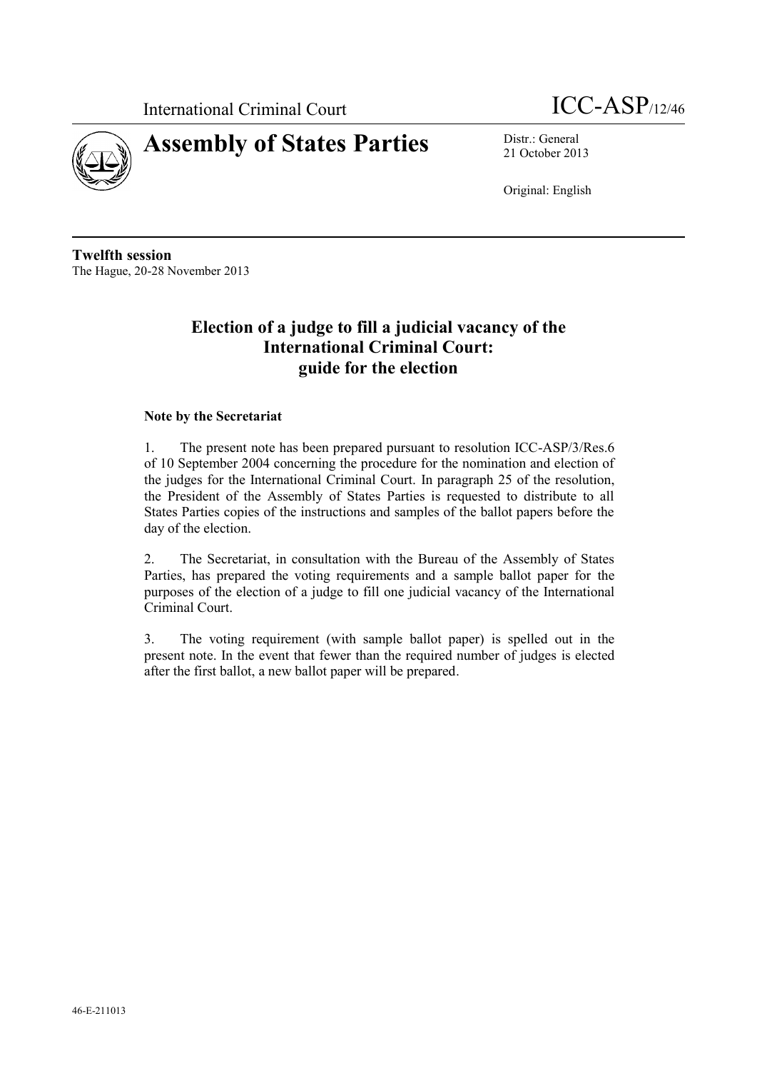International Criminal Court ICC-ASP/12/46

# Assembly of States Parties

Distr.: General
21 October 2013

Original: English

**Twelfth session**
The Hague, 20-28 November 2013

## Election of a judge to fill a judicial vacancy of the International Criminal Court: guide for the election

**Note by the Secretariat**

1. The present note has been prepared pursuant to resolution ICC-ASP/3/Res.6 of 10 September 2004 concerning the procedure for the nomination and election of the judges for the International Criminal Court. In paragraph 25 of the resolution, the President of the Assembly of States Parties is requested to distribute to all States Parties copies of the instructions and samples of the ballot papers before the day of the election.

2. The Secretariat, in consultation with the Bureau of the Assembly of States Parties, has prepared the voting requirements and a sample ballot paper for the purposes of the election of a judge to fill one judicial vacancy of the International Criminal Court.

3. The voting requirement (with sample ballot paper) is spelled out in the present note. In the event that fewer than the required number of judges is elected after the first ballot, a new ballot paper will be prepared.

46-E-211013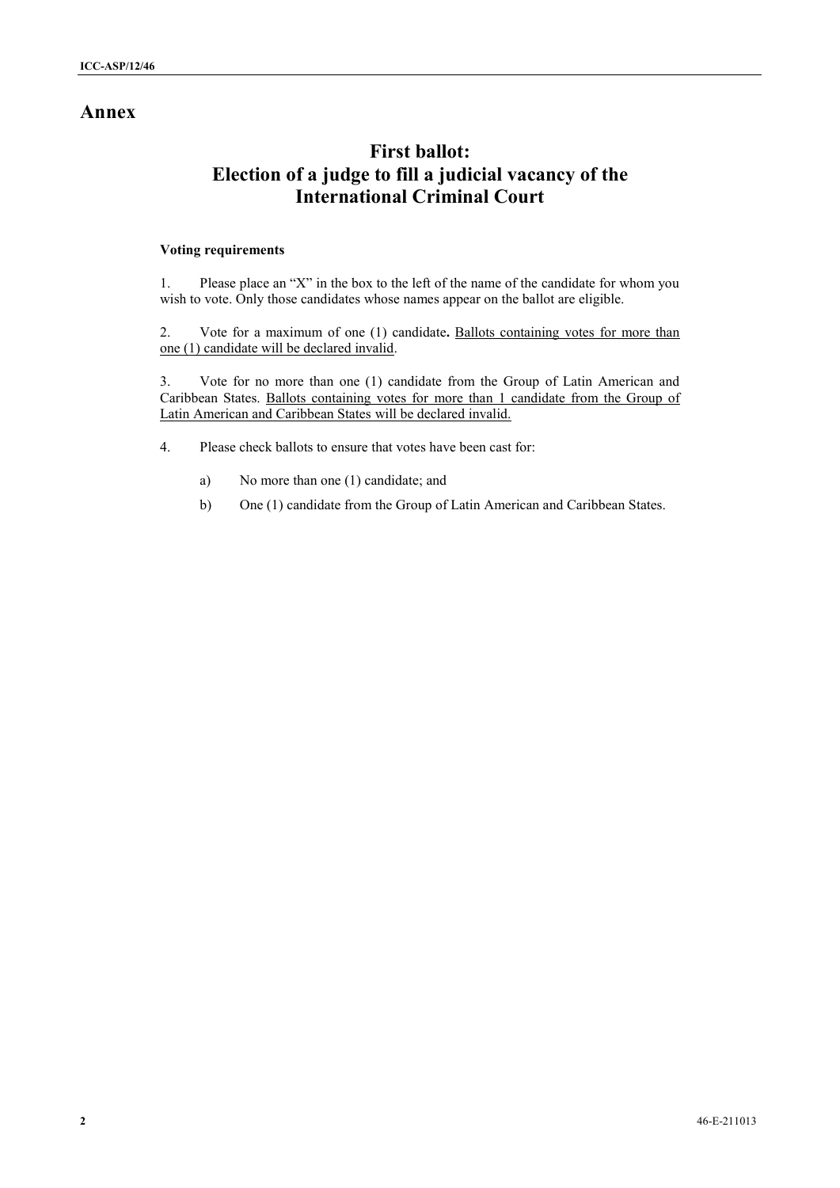# Annex

## First ballot: Election of a judge to fill a judicial vacancy of the International Criminal Court

**Voting requirements**

1. Please place an "X" in the box to the left of the name of the candidate for whom you wish to vote. Only those candidates whose names appear on the ballot are eligible.

2. Vote for a maximum of one (1) candidate**.** <u>Ballots containing votes for more than one (1) candidate will be declared invalid</u>.

3. Vote for no more than one (1) candidate from the Group of Latin American and Caribbean States. <u>Ballots containing votes for more than 1 candidate from the Group of Latin American and Caribbean States will be declared invalid.</u>

4. Please check ballots to ensure that votes have been cast for:

   a) No more than one (1) candidate; and

   b) One (1) candidate from the Group of Latin American and Caribbean States.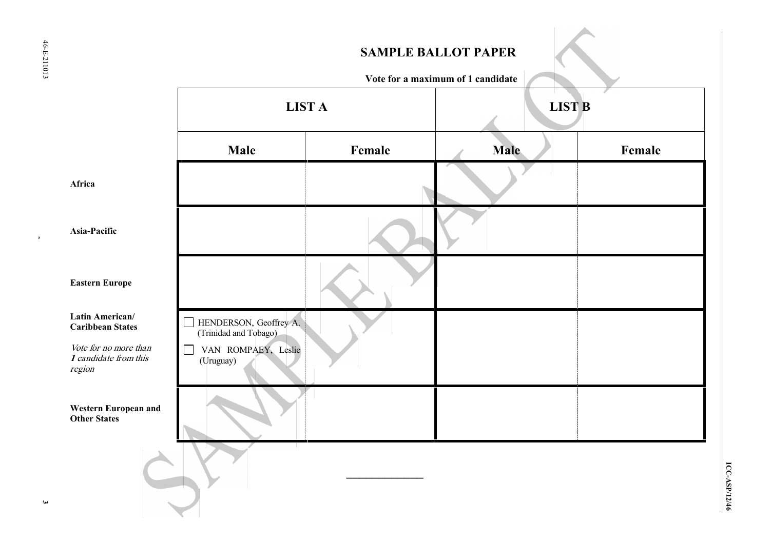## SAMPLE BALLOT PAPER

**Vote for a maximum of 1 candidate**

| | LIST A | | LIST B | |
|---|---|---|---|---|
| | **Male** | **Female** | **Male** | **Female** |
| **Africa** | | | | |
| **Asia-Pacific** | | | | |
| **Eastern Europe** | | | | |
| **Latin American/ Caribbean States** *Vote for no more than* ***1*** *candidate from this region* | ☐ HENDERSON, Geoffrey A. (Trinidad and Tobago) ☐ VAN ROMPAEY, Leslie (Uruguay) | | | |
| **Western European and Other States** | | | | |

---